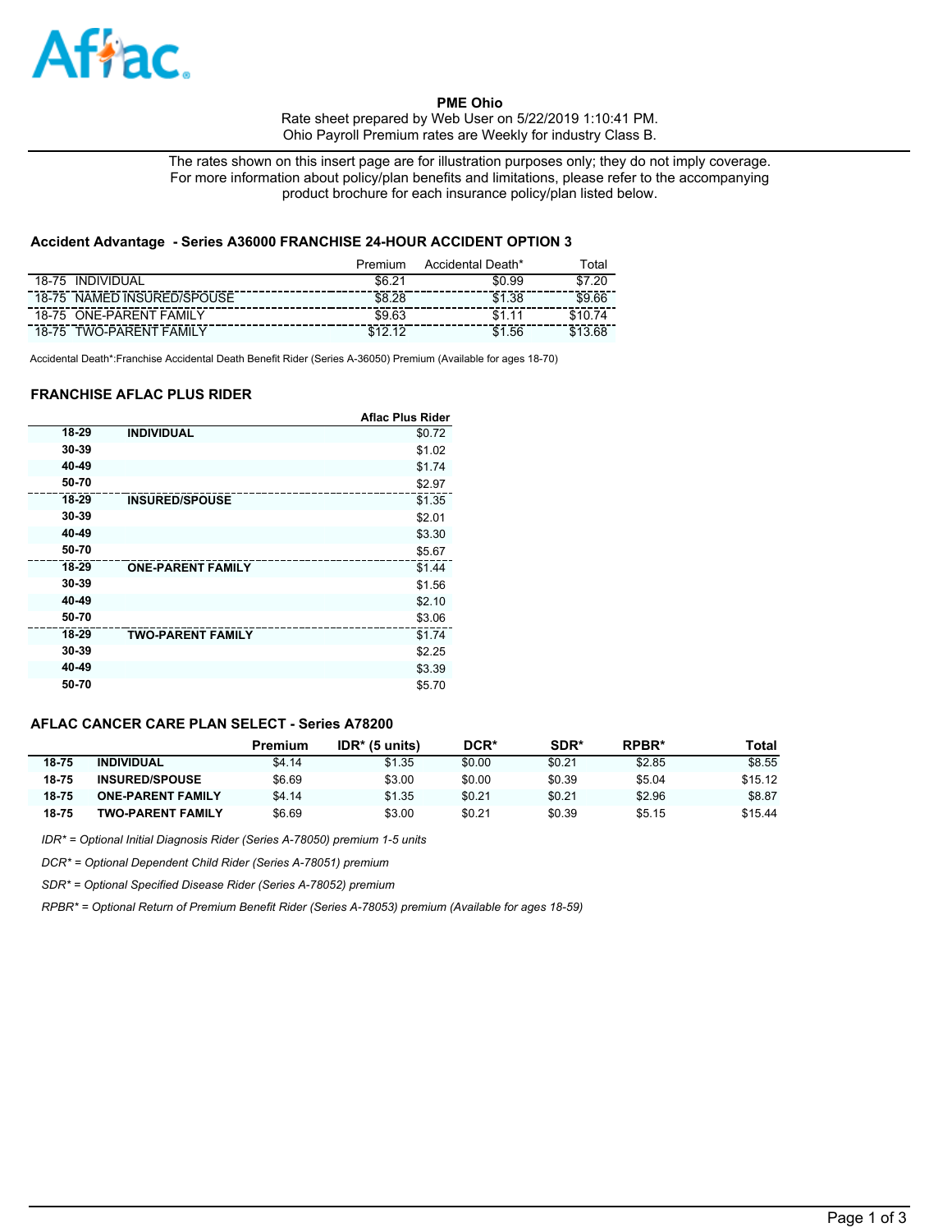Aflac

**PME Ohio**
Rate sheet prepared by Web User on 5/22/2019 1:10:41 PM.
Ohio Payroll Premium rates are Weekly for industry Class B.

The rates shown on this insert page are for illustration purposes only; they do not imply coverage.
For more information about policy/plan benefits and limitations, please refer to the accompanying product brochure for each insurance policy/plan listed below.

### Accident Advantage - Series A36000 FRANCHISE 24-HOUR ACCIDENT OPTION 3

| | Premium | Accidental Death* | Total |
|---|---|---|---|
| 18-75 INDIVIDUAL | $6.21 | $0.99 | $7.20 |
| 18-75 NAMED INSURED/SPOUSE | $8.28 | $1.38 | $9.66 |
| 18-75 ONE-PARENT FAMILY | $9.63 | $1.11 | $10.74 |
| 18-75 TWO-PARENT FAMILY | $12.12 | $1.56 | $13.68 |

Accidental Death*:Franchise Accidental Death Benefit Rider (Series A-36050) Premium (Available for ages 18-70)

### FRANCHISE AFLAC PLUS RIDER

| | | Aflac Plus Rider |
|---|---|---|
| **18-29** | **INDIVIDUAL** | $0.72 |
| **30-39** | | $1.02 |
| **40-49** | | $1.74 |
| **50-70** | | $2.97 |
| **18-29** | **INSURED/SPOUSE** | $1.35 |
| **30-39** | | $2.01 |
| **40-49** | | $3.30 |
| **50-70** | | $5.67 |
| **18-29** | **ONE-PARENT FAMILY** | $1.44 |
| **30-39** | | $1.56 |
| **40-49** | | $2.10 |
| **50-70** | | $3.06 |
| **18-29** | **TWO-PARENT FAMILY** | $1.74 |
| **30-39** | | $2.25 |
| **40-49** | | $3.39 |
| **50-70** | | $5.70 |

### AFLAC CANCER CARE PLAN SELECT - Series A78200

| | | Premium | IDR* (5 units) | DCR* | SDR* | RPBR* | Total |
|---|---|---|---|---|---|---|---|
| **18-75** | **INDIVIDUAL** | $4.14 | $1.35 | $0.00 | $0.21 | $2.85 | $8.55 |
| **18-75** | **INSURED/SPOUSE** | $6.69 | $3.00 | $0.00 | $0.39 | $5.04 | $15.12 |
| **18-75** | **ONE-PARENT FAMILY** | $4.14 | $1.35 | $0.21 | $0.21 | $2.96 | $8.87 |
| **18-75** | **TWO-PARENT FAMILY** | $6.69 | $3.00 | $0.21 | $0.39 | $5.15 | $15.44 |

*IDR* = Optional Initial Diagnosis Rider (Series A-78050) premium 1-5 units*

*DCR* = Optional Dependent Child Rider (Series A-78051) premium*

*SDR* = Optional Specified Disease Rider (Series A-78052) premium*

*RPBR* = Optional Return of Premium Benefit Rider (Series A-78053) premium (Available for ages 18-59)*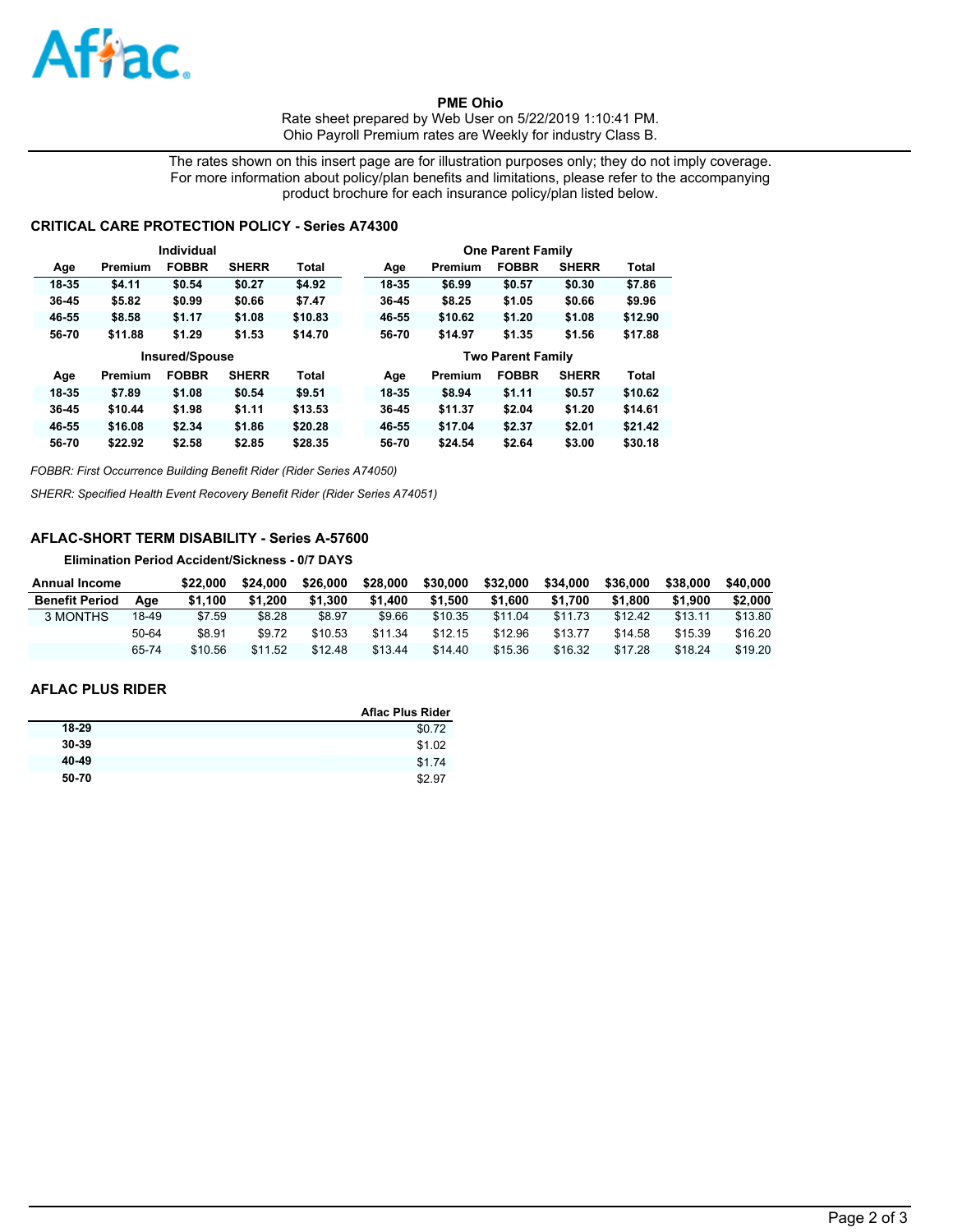Aflac

**PME Ohio**
Rate sheet prepared by Web User on 5/22/2019 1:10:41 PM.
Ohio Payroll Premium rates are Weekly for industry Class B.

The rates shown on this insert page are for illustration purposes only; they do not imply coverage. For more information about policy/plan benefits and limitations, please refer to the accompanying product brochure for each insurance policy/plan listed below.

## CRITICAL CARE PROTECTION POLICY - Series A74300

**Individual**

| Age | Premium | FOBBR | SHERR | Total |
|---|---|---|---|---|
| 18-35 | $4.11 | $0.54 | $0.27 | $4.92 |
| 36-45 | $5.82 | $0.99 | $0.66 | $7.47 |
| 46-55 | $8.58 | $1.17 | $1.08 | $10.83 |
| 56-70 | $11.88 | $1.29 | $1.53 | $14.70 |

**One Parent Family**

| Age | Premium | FOBBR | SHERR | Total |
|---|---|---|---|---|
| 18-35 | $6.99 | $0.57 | $0.30 | $7.86 |
| 36-45 | $8.25 | $1.05 | $0.66 | $9.96 |
| 46-55 | $10.62 | $1.20 | $1.08 | $12.90 |
| 56-70 | $14.97 | $1.35 | $1.56 | $17.88 |

**Insured/Spouse**

| Age | Premium | FOBBR | SHERR | Total |
|---|---|---|---|---|
| 18-35 | $7.89 | $1.08 | $0.54 | $9.51 |
| 36-45 | $10.44 | $1.98 | $1.11 | $13.53 |
| 46-55 | $16.08 | $2.34 | $1.86 | $20.28 |
| 56-70 | $22.92 | $2.58 | $2.85 | $28.35 |

**Two Parent Family**

| Age | Premium | FOBBR | SHERR | Total |
|---|---|---|---|---|
| 18-35 | $8.94 | $1.11 | $0.57 | $10.62 |
| 36-45 | $11.37 | $2.04 | $1.20 | $14.61 |
| 46-55 | $17.04 | $2.37 | $2.01 | $21.42 |
| 56-70 | $24.54 | $2.64 | $3.00 | $30.18 |

*FOBBR: First Occurrence Building Benefit Rider (Rider Series A74050)*

*SHERR: Specified Health Event Recovery Benefit Rider (Rider Series A74051)*

## AFLAC-SHORT TERM DISABILITY - Series A-57600

**Elimination Period Accident/Sickness - 0/7 DAYS**

| Annual Income | | $22,000 | $24,000 | $26,000 | $28,000 | $30,000 | $32,000 | $34,000 | $36,000 | $38,000 | $40,000 |
|---|---|---|---|---|---|---|---|---|---|---|---|
| **Benefit Period** | **Age** | **$1,100** | **$1,200** | **$1,300** | **$1,400** | **$1,500** | **$1,600** | **$1,700** | **$1,800** | **$1,900** | **$2,000** |
| 3 MONTHS | 18-49 | $7.59 | $8.28 | $8.97 | $9.66 | $10.35 | $11.04 | $11.73 | $12.42 | $13.11 | $13.80 |
| | 50-64 | $8.91 | $9.72 | $10.53 | $11.34 | $12.15 | $12.96 | $13.77 | $14.58 | $15.39 | $16.20 |
| | 65-74 | $10.56 | $11.52 | $12.48 | $13.44 | $14.40 | $15.36 | $16.32 | $17.28 | $18.24 | $19.20 |

## AFLAC PLUS RIDER

| | Aflac Plus Rider |
|---|---|
| **18-29** | $0.72 |
| **30-39** | $1.02 |
| **40-49** | $1.74 |
| **50-70** | $2.97 |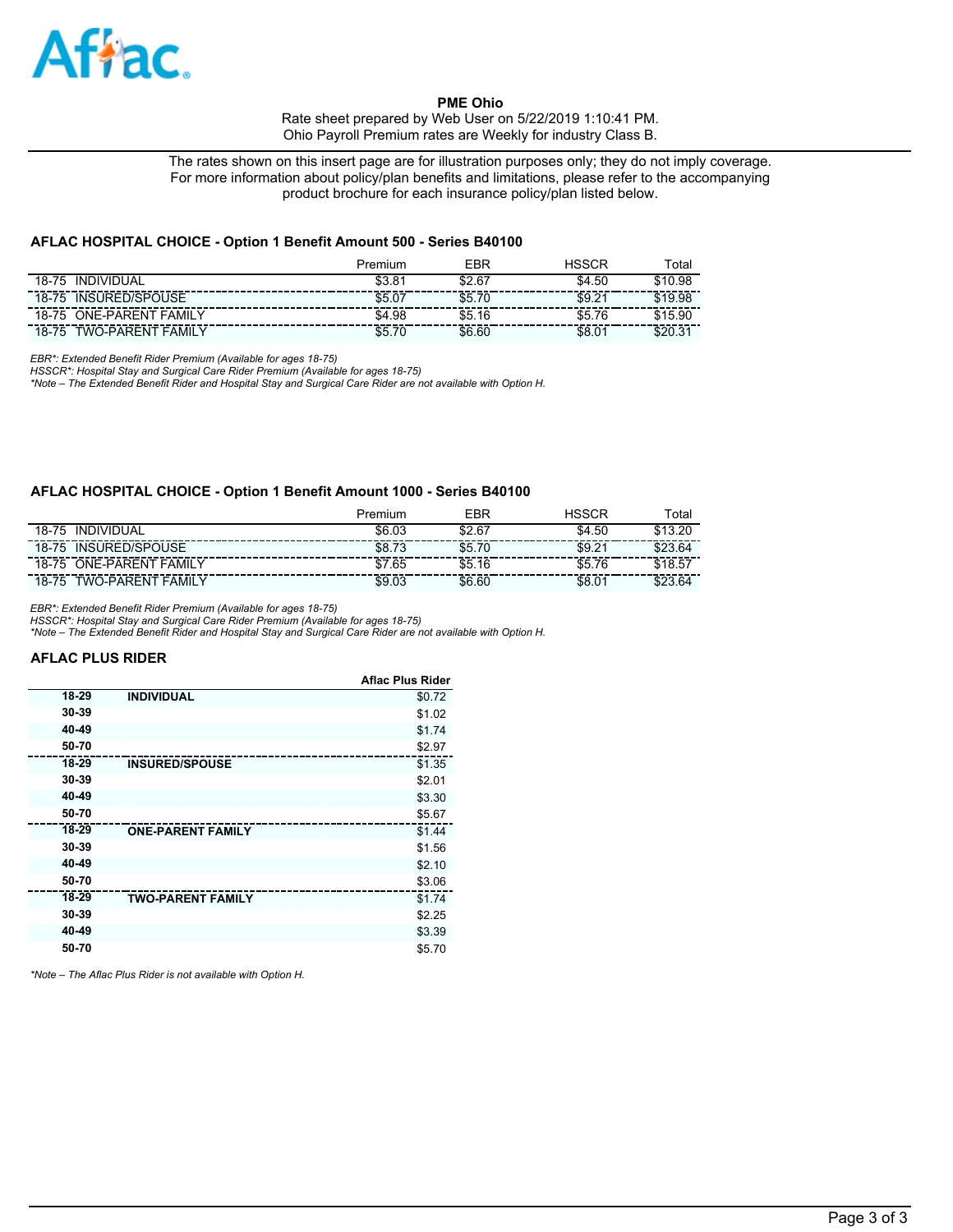**PME Ohio**
Rate sheet prepared by Web User on 5/22/2019 1:10:41 PM.
Ohio Payroll Premium rates are Weekly for industry Class B.

The rates shown on this insert page are for illustration purposes only; they do not imply coverage. For more information about policy/plan benefits and limitations, please refer to the accompanying product brochure for each insurance policy/plan listed below.

### AFLAC HOSPITAL CHOICE - Option 1 Benefit Amount 500 - Series B40100

| | Premium | EBR | HSSCR | Total |
|---|---|---|---|---|
| 18-75 INDIVIDUAL | $3.81 | $2.67 | $4.50 | $10.98 |
| 18-75 INSURED/SPOUSE | $5.07 | $5.70 | $9.21 | $19.98 |
| 18-75 ONE-PARENT FAMILY | $4.98 | $5.16 | $5.76 | $15.90 |
| 18-75 TWO-PARENT FAMILY | $5.70 | $6.60 | $8.01 | $20.31 |

*EBR*: Extended Benefit Rider Premium (Available for ages 18-75)*
*HSSCR*: Hospital Stay and Surgical Care Rider Premium (Available for ages 18-75)*
**Note – The Extended Benefit Rider and Hospital Stay and Surgical Care Rider are not available with Option H.*

### AFLAC HOSPITAL CHOICE - Option 1 Benefit Amount 1000 - Series B40100

| | Premium | EBR | HSSCR | Total |
|---|---|---|---|---|
| 18-75 INDIVIDUAL | $6.03 | $2.67 | $4.50 | $13.20 |
| 18-75 INSURED/SPOUSE | $8.73 | $5.70 | $9.21 | $23.64 |
| 18-75 ONE-PARENT FAMILY | $7.65 | $5.16 | $5.76 | $18.57 |
| 18-75 TWO-PARENT FAMILY | $9.03 | $6.60 | $8.01 | $23.64 |

*EBR*: Extended Benefit Rider Premium (Available for ages 18-75)*
*HSSCR*: Hospital Stay and Surgical Care Rider Premium (Available for ages 18-75)*
**Note – The Extended Benefit Rider and Hospital Stay and Surgical Care Rider are not available with Option H.*

### AFLAC PLUS RIDER

| | | Aflac Plus Rider |
|---|---|---|
| **18-29** | **INDIVIDUAL** | $0.72 |
| **30-39** | | $1.02 |
| **40-49** | | $1.74 |
| **50-70** | | $2.97 |
| **18-29** | **INSURED/SPOUSE** | $1.35 |
| **30-39** | | $2.01 |
| **40-49** | | $3.30 |
| **50-70** | | $5.67 |
| **18-29** | **ONE-PARENT FAMILY** | $1.44 |
| **30-39** | | $1.56 |
| **40-49** | | $2.10 |
| **50-70** | | $3.06 |
| **18-29** | **TWO-PARENT FAMILY** | $1.74 |
| **30-39** | | $2.25 |
| **40-49** | | $3.39 |
| **50-70** | | $5.70 |

**Note – The Aflac Plus Rider is not available with Option H.*